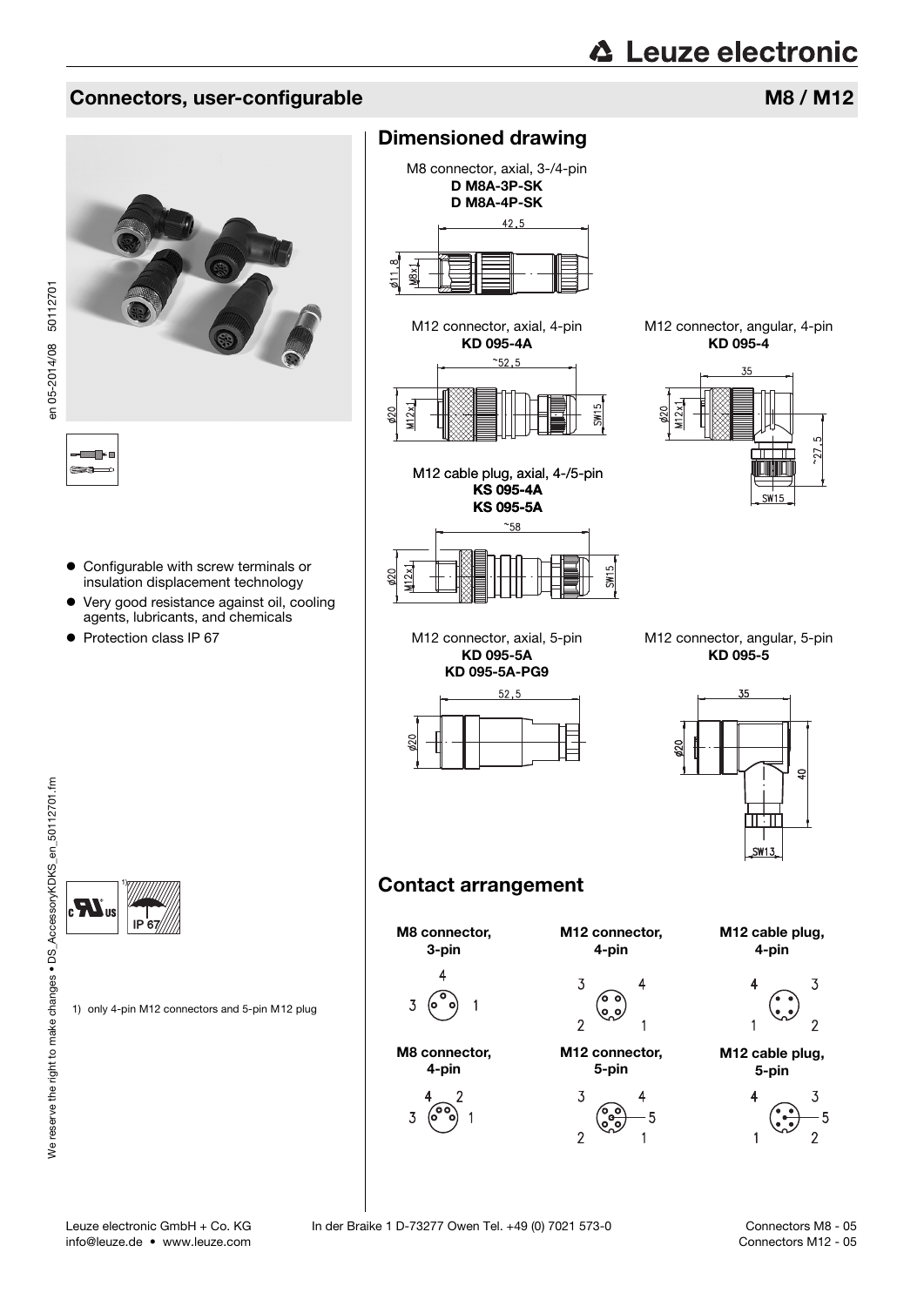# Connectors, user-configurable

## M8 / M12

- Configurable with screw terminals or insulation displacement technology
- Very good resistance against oil, cooling agents, lubricants, and chemicals
- Protection class IP 67

1) only 4-pin M12 connectors and 5-pin M12 plug

## Dimensioned drawing

M8 connector, axial, 3-/4-pin
**D M8A-3P-SK**
**D M8A-4P-SK**

M12 connector, axial, 4-pin
**KD 095-4A**

M12 connector, angular, 4-pin
**KD 095-4**

M12 cable plug, axial, 4-/5-pin
**KS 095-4A**
**KS 095-5A**

M12 connector, axial, 5-pin
**KD 095-5A**
**KD 095-5A-PG9**

M12 connector, angular, 5-pin
**KD 095-5**

## Contact arrangement

**M8 connector, 3-pin**

**M12 connector, 4-pin**

**M12 cable plug, 4-pin**

**M8 connector, 4-pin**

**M12 connector, 5-pin**

**M12 cable plug, 5-pin**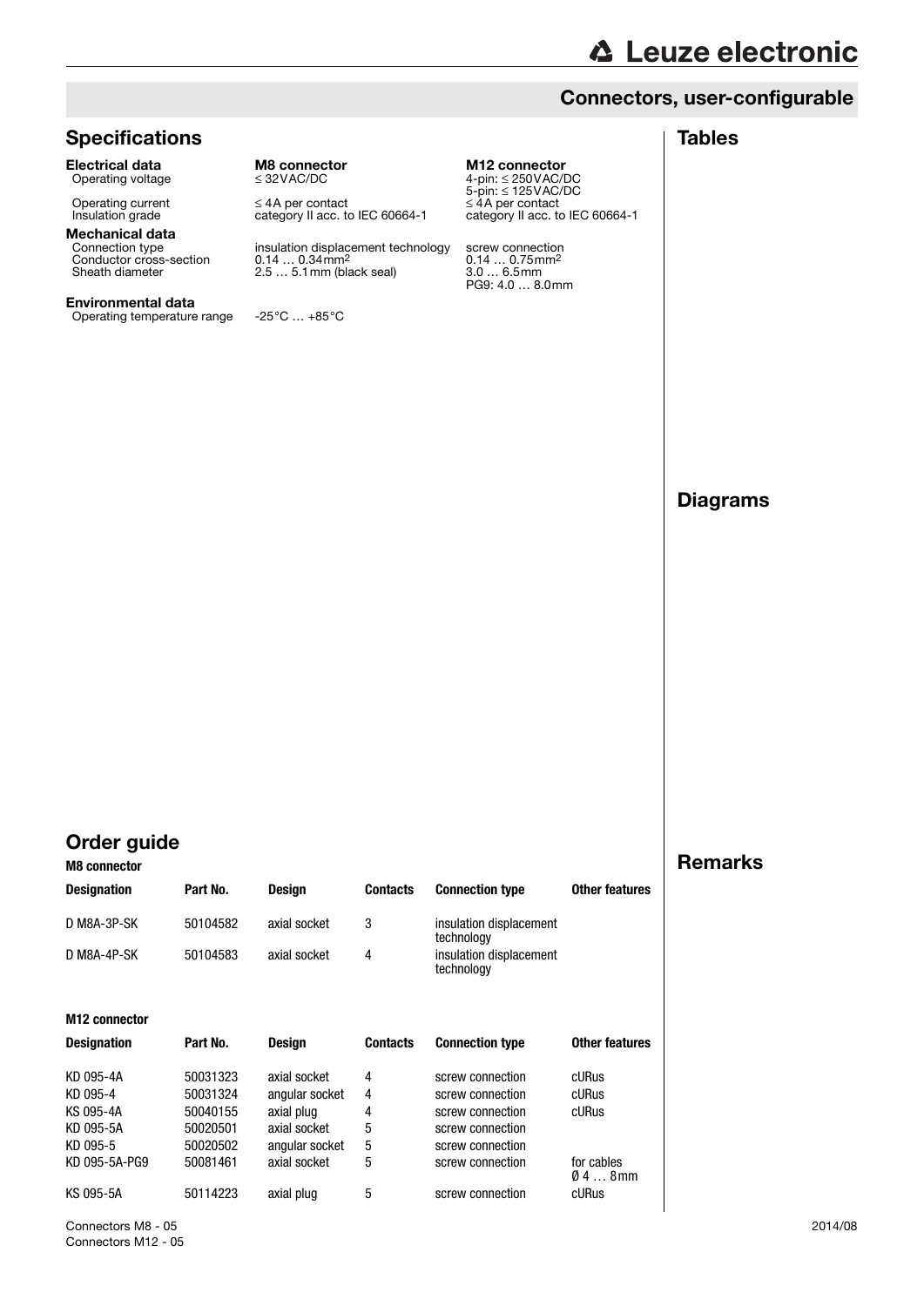## Connectors, user-configurable

## Specifications

| | M8 connector | M12 connector |
|---|---|---|
| **Electrical data** | | |
| Operating voltage | ≤ 32VAC/DC | 4-pin: ≤ 250VAC/DC<br>5-pin: ≤ 125VAC/DC |
| Operating current | ≤ 4A per contact | ≤ 4A per contact |
| Insulation grade | category II acc. to IEC 60664-1 | category II acc. to IEC 60664-1 |
| **Mechanical data** | | |
| Connection type | insulation displacement technology | screw connection |
| Conductor cross-section | 0.14 … 0.34mm² | 0.14 … 0.75mm² |
| Sheath diameter | 2.5 … 5.1mm (black seal) | 3.0 … 6.5mm<br>PG9: 4.0 … 8.0mm |
| **Environmental data** | | |
| Operating temperature range | -25°C … +85°C | |

## Tables

## Diagrams

## Order guide

**M8 connector**

| Designation | Part No. | Design | Contacts | Connection type | Other features |
|---|---|---|---|---|---|
| D M8A-3P-SK | 50104582 | axial socket | 3 | insulation displacement technology | |
| D M8A-4P-SK | 50104583 | axial socket | 4 | insulation displacement technology | |

**M12 connector**

| Designation | Part No. | Design | Contacts | Connection type | Other features |
|---|---|---|---|---|---|
| KD 095-4A | 50031323 | axial socket | 4 | screw connection | cURus |
| KD 095-4 | 50031324 | angular socket | 4 | screw connection | cURus |
| KS 095-4A | 50040155 | axial plug | 4 | screw connection | cURus |
| KD 095-5A | 50020501 | axial socket | 5 | screw connection | |
| KD 095-5 | 50020502 | angular socket | 5 | screw connection | |
| KD 095-5A-PG9 | 50081461 | axial socket | 5 | screw connection | for cables Ø 4 … 8mm |
| KS 095-5A | 50114223 | axial plug | 5 | screw connection | cURus |

## Remarks